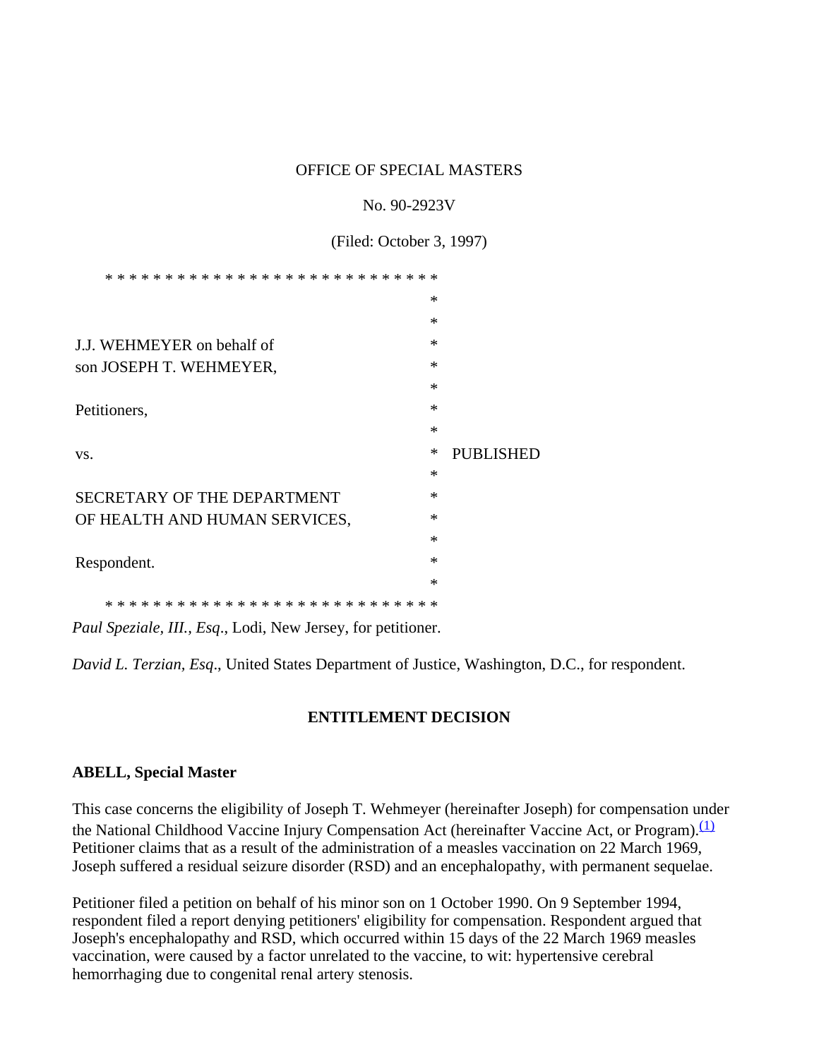OFFICE OF SPECIAL MASTERS

No. 90-2923V

(Filed: October 3, 1997)

J.J. WEHMEYER on behalf of son JOSEPH T. WEHMEYER,

Petitioners,

vs.

SECRETARY OF THE DEPARTMENT OF HEALTH AND HUMAN SERVICES,

Respondent.

PUBLISHED

*Paul Speziale, III., Esq*., Lodi, New Jersey, for petitioner.

*David L. Terzian, Esq*., United States Department of Justice, Washington, D.C., for respondent.

## ENTITLEMENT DECISION

**ABELL, Special Master**

This case concerns the eligibility of Joseph T. Wehmeyer (hereinafter Joseph) for compensation under the National Childhood Vaccine Injury Compensation Act (hereinafter Vaccine Act, or Program).[(1)] Petitioner claims that as a result of the administration of a measles vaccination on 22 March 1969, Joseph suffered a residual seizure disorder (RSD) and an encephalopathy, with permanent sequelae.

Petitioner filed a petition on behalf of his minor son on 1 October 1990. On 9 September 1994, respondent filed a report denying petitioners' eligibility for compensation. Respondent argued that Joseph's encephalopathy and RSD, which occurred within 15 days of the 22 March 1969 measles vaccination, were caused by a factor unrelated to the vaccine, to wit: hypertensive cerebral hemorrhaging due to congenital renal artery stenosis.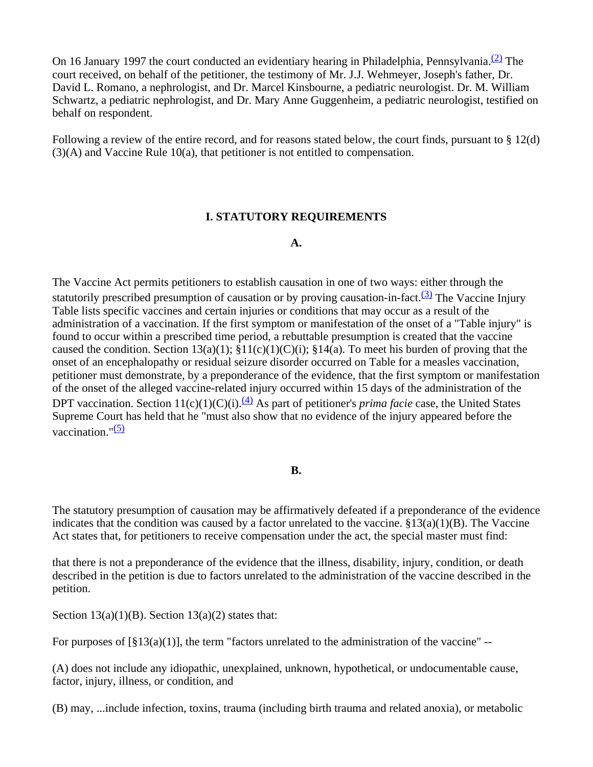On 16 January 1997 the court conducted an evidentiary hearing in Philadelphia, Pennsylvania.[(2)] The court received, on behalf of the petitioner, the testimony of Mr. J.J. Wehmeyer, Joseph's father, Dr. David L. Romano, a nephrologist, and Dr. Marcel Kinsbourne, a pediatric neurologist. Dr. M. William Schwartz, a pediatric nephrologist, and Dr. Mary Anne Guggenheim, a pediatric neurologist, testified on behalf on respondent.

Following a review of the entire record, and for reasons stated below, the court finds, pursuant to § 12(d)(3)(A) and Vaccine Rule 10(a), that petitioner is not entitled to compensation.

## I. STATUTORY REQUIREMENTS

### A.

The Vaccine Act permits petitioners to establish causation in one of two ways: either through the statutorily prescribed presumption of causation or by proving causation-in-fact.[(3)] The Vaccine Injury Table lists specific vaccines and certain injuries or conditions that may occur as a result of the administration of a vaccination. If the first symptom or manifestation of the onset of a "Table injury" is found to occur within a prescribed time period, a rebuttable presumption is created that the vaccine caused the condition. Section 13(a)(1); §11(c)(1)(C)(i); §14(a). To meet his burden of proving that the onset of an encephalopathy or residual seizure disorder occurred on Table for a measles vaccination, petitioner must demonstrate, by a preponderance of the evidence, that the first symptom or manifestation of the onset of the alleged vaccine-related injury occurred within 15 days of the administration of the DPT vaccination. Section 11(c)(1)(C)(i).[(4)] As part of petitioner's *prima facie* case, the United States Supreme Court has held that he "must also show that no evidence of the injury appeared before the vaccination."[(5)]

### B.

The statutory presumption of causation may be affirmatively defeated if a preponderance of the evidence indicates that the condition was caused by a factor unrelated to the vaccine. §13(a)(1)(B). The Vaccine Act states that, for petitioners to receive compensation under the act, the special master must find:

that there is not a preponderance of the evidence that the illness, disability, injury, condition, or death described in the petition is due to factors unrelated to the administration of the vaccine described in the petition.

Section 13(a)(1)(B). Section 13(a)(2) states that:

For purposes of [§13(a)(1)], the term "factors unrelated to the administration of the vaccine" --

(A) does not include any idiopathic, unexplained, unknown, hypothetical, or undocumentable cause, factor, injury, illness, or condition, and

(B) may, ...include infection, toxins, trauma (including birth trauma and related anoxia), or metabolic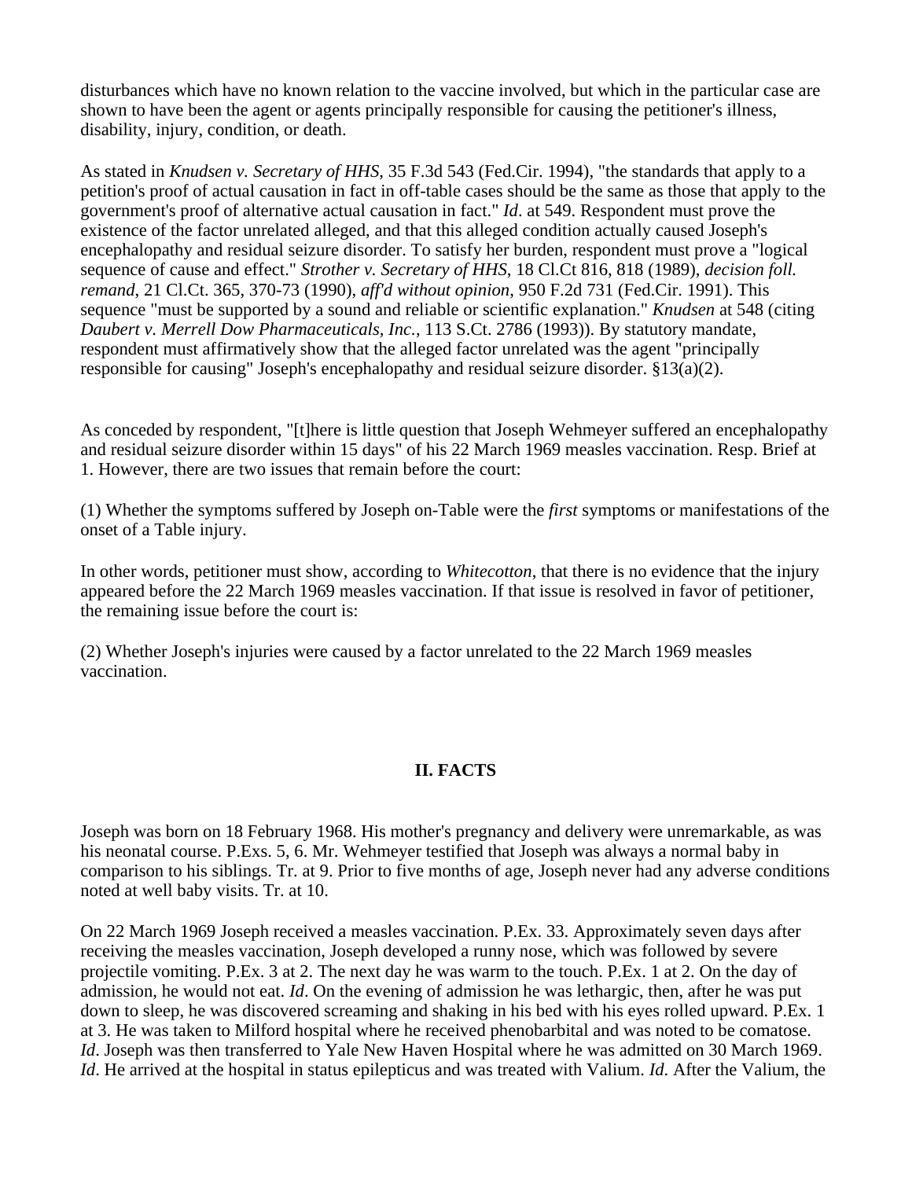disturbances which have no known relation to the vaccine involved, but which in the particular case are shown to have been the agent or agents principally responsible for causing the petitioner's illness, disability, injury, condition, or death.

As stated in *Knudsen v. Secretary of HHS*, 35 F.3d 543 (Fed.Cir. 1994), "the standards that apply to a petition's proof of actual causation in fact in off-table cases should be the same as those that apply to the government's proof of alternative actual causation in fact." *Id*. at 549. Respondent must prove the existence of the factor unrelated alleged, and that this alleged condition actually caused Joseph's encephalopathy and residual seizure disorder. To satisfy her burden, respondent must prove a "logical sequence of cause and effect." *Strother v. Secretary of HHS*, 18 Cl.Ct 816, 818 (1989), *decision foll. remand*, 21 Cl.Ct. 365, 370-73 (1990), *aff'd without opinion*, 950 F.2d 731 (Fed.Cir. 1991). This sequence "must be supported by a sound and reliable or scientific explanation." *Knudsen* at 548 (citing *Daubert v. Merrell Dow Pharmaceuticals, Inc.*, 113 S.Ct. 2786 (1993)). By statutory mandate, respondent must affirmatively show that the alleged factor unrelated was the agent "principally responsible for causing" Joseph's encephalopathy and residual seizure disorder. §13(a)(2).

As conceded by respondent, "[t]here is little question that Joseph Wehmeyer suffered an encephalopathy and residual seizure disorder within 15 days" of his 22 March 1969 measles vaccination. Resp. Brief at 1. However, there are two issues that remain before the court:

(1) Whether the symptoms suffered by Joseph on-Table were the *first* symptoms or manifestations of the onset of a Table injury.

In other words, petitioner must show, according to *Whitecotton*, that there is no evidence that the injury appeared before the 22 March 1969 measles vaccination. If that issue is resolved in favor of petitioner, the remaining issue before the court is:

(2) Whether Joseph's injuries were caused by a factor unrelated to the 22 March 1969 measles vaccination.

## II. FACTS

Joseph was born on 18 February 1968. His mother's pregnancy and delivery were unremarkable, as was his neonatal course. P.Exs. 5, 6. Mr. Wehmeyer testified that Joseph was always a normal baby in comparison to his siblings. Tr. at 9. Prior to five months of age, Joseph never had any adverse conditions noted at well baby visits. Tr. at 10.

On 22 March 1969 Joseph received a measles vaccination. P.Ex. 33. Approximately seven days after receiving the measles vaccination, Joseph developed a runny nose, which was followed by severe projectile vomiting. P.Ex. 3 at 2. The next day he was warm to the touch. P.Ex. 1 at 2. On the day of admission, he would not eat. *Id*. On the evening of admission he was lethargic, then, after he was put down to sleep, he was discovered screaming and shaking in his bed with his eyes rolled upward. P.Ex. 1 at 3. He was taken to Milford hospital where he received phenobarbital and was noted to be comatose. *Id*. Joseph was then transferred to Yale New Haven Hospital where he was admitted on 30 March 1969. *Id*. He arrived at the hospital in status epilepticus and was treated with Valium. *Id*. After the Valium, the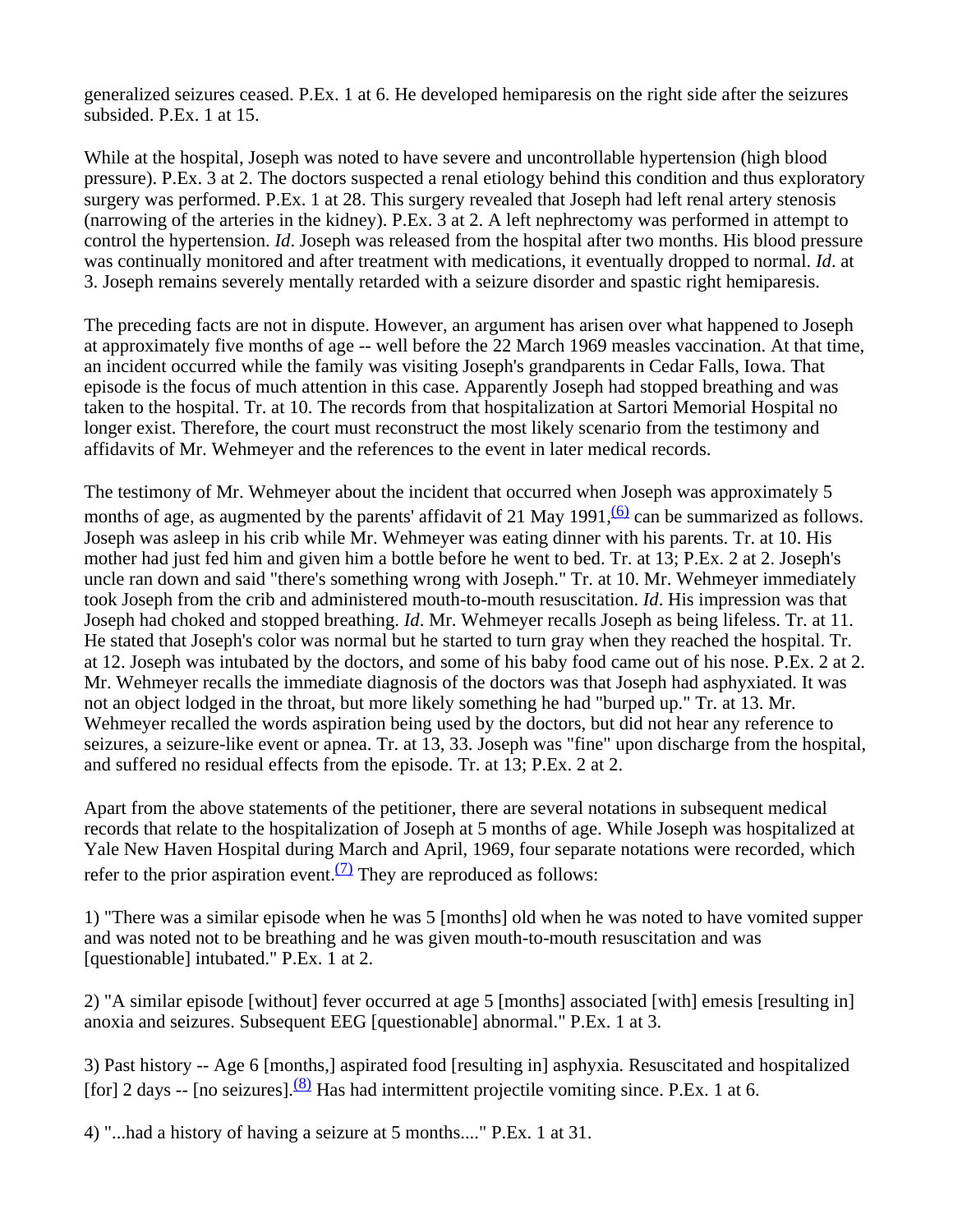generalized seizures ceased. P.Ex. 1 at 6. He developed hemiparesis on the right side after the seizures subsided. P.Ex. 1 at 15.

While at the hospital, Joseph was noted to have severe and uncontrollable hypertension (high blood pressure). P.Ex. 3 at 2. The doctors suspected a renal etiology behind this condition and thus exploratory surgery was performed. P.Ex. 1 at 28. This surgery revealed that Joseph had left renal artery stenosis (narrowing of the arteries in the kidney). P.Ex. 3 at 2. A left nephrectomy was performed in attempt to control the hypertension. *Id*. Joseph was released from the hospital after two months. His blood pressure was continually monitored and after treatment with medications, it eventually dropped to normal. *Id*. at 3. Joseph remains severely mentally retarded with a seizure disorder and spastic right hemiparesis.

The preceding facts are not in dispute. However, an argument has arisen over what happened to Joseph at approximately five months of age -- well before the 22 March 1969 measles vaccination. At that time, an incident occurred while the family was visiting Joseph's grandparents in Cedar Falls, Iowa. That episode is the focus of much attention in this case. Apparently Joseph had stopped breathing and was taken to the hospital. Tr. at 10. The records from that hospitalization at Sartori Memorial Hospital no longer exist. Therefore, the court must reconstruct the most likely scenario from the testimony and affidavits of Mr. Wehmeyer and the references to the event in later medical records.

The testimony of Mr. Wehmeyer about the incident that occurred when Joseph was approximately 5 months of age, as augmented by the parents' affidavit of 21 May 1991,[(6)] can be summarized as follows. Joseph was asleep in his crib while Mr. Wehmeyer was eating dinner with his parents. Tr. at 10. His mother had just fed him and given him a bottle before he went to bed. Tr. at 13; P.Ex. 2 at 2. Joseph's uncle ran down and said "there's something wrong with Joseph." Tr. at 10. Mr. Wehmeyer immediately took Joseph from the crib and administered mouth-to-mouth resuscitation. *Id*. His impression was that Joseph had choked and stopped breathing. *Id*. Mr. Wehmeyer recalls Joseph as being lifeless. Tr. at 11. He stated that Joseph's color was normal but he started to turn gray when they reached the hospital. Tr. at 12. Joseph was intubated by the doctors, and some of his baby food came out of his nose. P.Ex. 2 at 2. Mr. Wehmeyer recalls the immediate diagnosis of the doctors was that Joseph had asphyxiated. It was not an object lodged in the throat, but more likely something he had "burped up." Tr. at 13. Mr. Wehmeyer recalled the words aspiration being used by the doctors, but did not hear any reference to seizures, a seizure-like event or apnea. Tr. at 13, 33. Joseph was "fine" upon discharge from the hospital, and suffered no residual effects from the episode. Tr. at 13; P.Ex. 2 at 2.

Apart from the above statements of the petitioner, there are several notations in subsequent medical records that relate to the hospitalization of Joseph at 5 months of age. While Joseph was hospitalized at Yale New Haven Hospital during March and April, 1969, four separate notations were recorded, which refer to the prior aspiration event.[(7)] They are reproduced as follows:

1) "There was a similar episode when he was 5 [months] old when he was noted to have vomited supper and was noted not to be breathing and he was given mouth-to-mouth resuscitation and was [questionable] intubated." P.Ex. 1 at 2.

2) "A similar episode [without] fever occurred at age 5 [months] associated [with] emesis [resulting in] anoxia and seizures. Subsequent EEG [questionable] abnormal." P.Ex. 1 at 3.

3) Past history -- Age 6 [months,] aspirated food [resulting in] asphyxia. Resuscitated and hospitalized [for] 2 days -- [no seizures].[(8)] Has had intermittent projectile vomiting since. P.Ex. 1 at 6.

4) "...had a history of having a seizure at 5 months...." P.Ex. 1 at 31.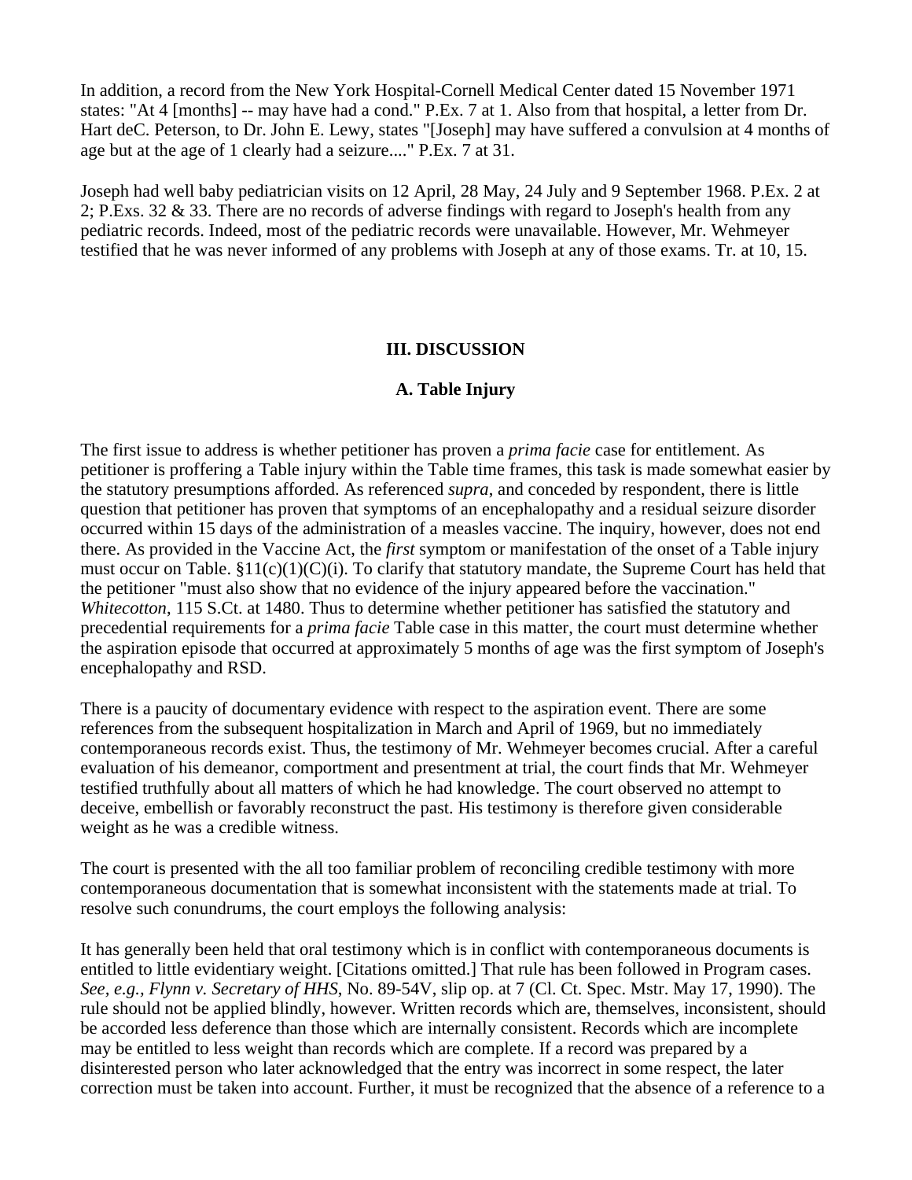In addition, a record from the New York Hospital-Cornell Medical Center dated 15 November 1971 states: "At 4 [months] -- may have had a cond." P.Ex. 7 at 1. Also from that hospital, a letter from Dr. Hart deC. Peterson, to Dr. John E. Lewy, states "[Joseph] may have suffered a convulsion at 4 months of age but at the age of 1 clearly had a seizure...." P.Ex. 7 at 31.

Joseph had well baby pediatrician visits on 12 April, 28 May, 24 July and 9 September 1968. P.Ex. 2 at 2; P.Exs. 32 & 33. There are no records of adverse findings with regard to Joseph's health from any pediatric records. Indeed, most of the pediatric records were unavailable. However, Mr. Wehmeyer testified that he was never informed of any problems with Joseph at any of those exams. Tr. at 10, 15.

## III. DISCUSSION

### A. Table Injury

The first issue to address is whether petitioner has proven a *prima facie* case for entitlement. As petitioner is proffering a Table injury within the Table time frames, this task is made somewhat easier by the statutory presumptions afforded. As referenced *supra*, and conceded by respondent, there is little question that petitioner has proven that symptoms of an encephalopathy and a residual seizure disorder occurred within 15 days of the administration of a measles vaccine. The inquiry, however, does not end there. As provided in the Vaccine Act, the *first* symptom or manifestation of the onset of a Table injury must occur on Table. §11(c)(1)(C)(i). To clarify that statutory mandate, the Supreme Court has held that the petitioner "must also show that no evidence of the injury appeared before the vaccination." *Whitecotton*, 115 S.Ct. at 1480. Thus to determine whether petitioner has satisfied the statutory and precedential requirements for a *prima facie* Table case in this matter, the court must determine whether the aspiration episode that occurred at approximately 5 months of age was the first symptom of Joseph's encephalopathy and RSD.

There is a paucity of documentary evidence with respect to the aspiration event. There are some references from the subsequent hospitalization in March and April of 1969, but no immediately contemporaneous records exist. Thus, the testimony of Mr. Wehmeyer becomes crucial. After a careful evaluation of his demeanor, comportment and presentment at trial, the court finds that Mr. Wehmeyer testified truthfully about all matters of which he had knowledge. The court observed no attempt to deceive, embellish or favorably reconstruct the past. His testimony is therefore given considerable weight as he was a credible witness.

The court is presented with the all too familiar problem of reconciling credible testimony with more contemporaneous documentation that is somewhat inconsistent with the statements made at trial. To resolve such conundrums, the court employs the following analysis:

It has generally been held that oral testimony which is in conflict with contemporaneous documents is entitled to little evidentiary weight. [Citations omitted.] That rule has been followed in Program cases. *See, e.g., Flynn v. Secretary of HHS*, No. 89-54V, slip op. at 7 (Cl. Ct. Spec. Mstr. May 17, 1990). The rule should not be applied blindly, however. Written records which are, themselves, inconsistent, should be accorded less deference than those which are internally consistent. Records which are incomplete may be entitled to less weight than records which are complete. If a record was prepared by a disinterested person who later acknowledged that the entry was incorrect in some respect, the later correction must be taken into account. Further, it must be recognized that the absence of a reference to a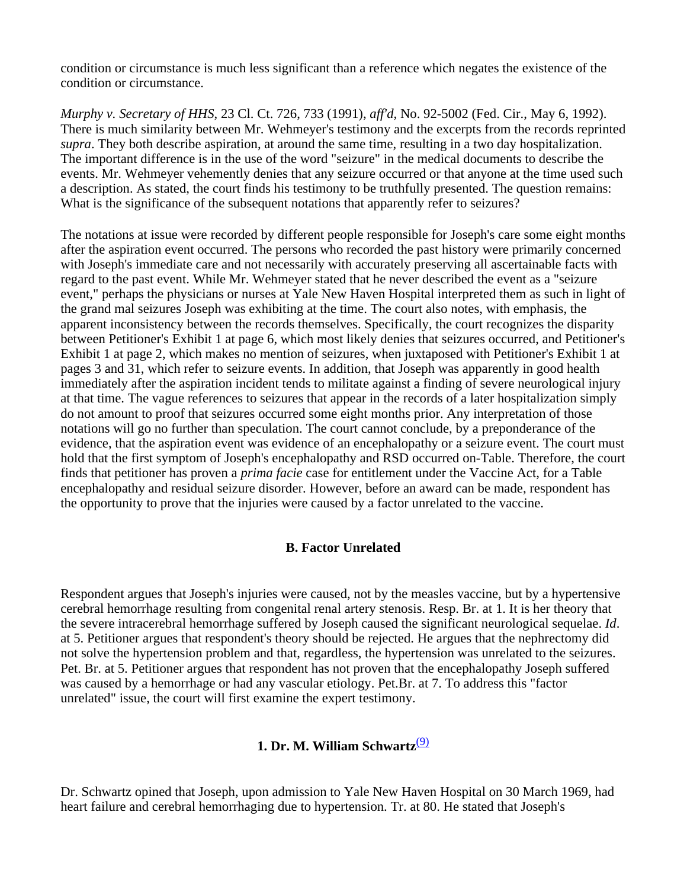condition or circumstance is much less significant than a reference which negates the existence of the condition or circumstance.

*Murphy v. Secretary of HHS*, 23 Cl. Ct. 726, 733 (1991), *aff'd*, No. 92-5002 (Fed. Cir., May 6, 1992). There is much similarity between Mr. Wehmeyer's testimony and the excerpts from the records reprinted *supra*. They both describe aspiration, at around the same time, resulting in a two day hospitalization. The important difference is in the use of the word "seizure" in the medical documents to describe the events. Mr. Wehmeyer vehemently denies that any seizure occurred or that anyone at the time used such a description. As stated, the court finds his testimony to be truthfully presented. The question remains: What is the significance of the subsequent notations that apparently refer to seizures?

The notations at issue were recorded by different people responsible for Joseph's care some eight months after the aspiration event occurred. The persons who recorded the past history were primarily concerned with Joseph's immediate care and not necessarily with accurately preserving all ascertainable facts with regard to the past event. While Mr. Wehmeyer stated that he never described the event as a "seizure event," perhaps the physicians or nurses at Yale New Haven Hospital interpreted them as such in light of the grand mal seizures Joseph was exhibiting at the time. The court also notes, with emphasis, the apparent inconsistency between the records themselves. Specifically, the court recognizes the disparity between Petitioner's Exhibit 1 at page 6, which most likely denies that seizures occurred, and Petitioner's Exhibit 1 at page 2, which makes no mention of seizures, when juxtaposed with Petitioner's Exhibit 1 at pages 3 and 31, which refer to seizure events. In addition, that Joseph was apparently in good health immediately after the aspiration incident tends to militate against a finding of severe neurological injury at that time. The vague references to seizures that appear in the records of a later hospitalization simply do not amount to proof that seizures occurred some eight months prior. Any interpretation of those notations will go no further than speculation. The court cannot conclude, by a preponderance of the evidence, that the aspiration event was evidence of an encephalopathy or a seizure event. The court must hold that the first symptom of Joseph's encephalopathy and RSD occurred on-Table. Therefore, the court finds that petitioner has proven a *prima facie* case for entitlement under the Vaccine Act, for a Table encephalopathy and residual seizure disorder. However, before an award can be made, respondent has the opportunity to prove that the injuries were caused by a factor unrelated to the vaccine.

### B. Factor Unrelated

Respondent argues that Joseph's injuries were caused, not by the measles vaccine, but by a hypertensive cerebral hemorrhage resulting from congenital renal artery stenosis. Resp. Br. at 1. It is her theory that the severe intracerebral hemorrhage suffered by Joseph caused the significant neurological sequelae. *Id*. at 5. Petitioner argues that respondent's theory should be rejected. He argues that the nephrectomy did not solve the hypertension problem and that, regardless, the hypertension was unrelated to the seizures. Pet. Br. at 5. Petitioner argues that respondent has not proven that the encephalopathy Joseph suffered was caused by a hemorrhage or had any vascular etiology. Pet.Br. at 7. To address this "factor unrelated" issue, the court will first examine the expert testimony.

#### 1. Dr. M. William Schwartz[(9)]

Dr. Schwartz opined that Joseph, upon admission to Yale New Haven Hospital on 30 March 1969, had heart failure and cerebral hemorrhaging due to hypertension. Tr. at 80. He stated that Joseph's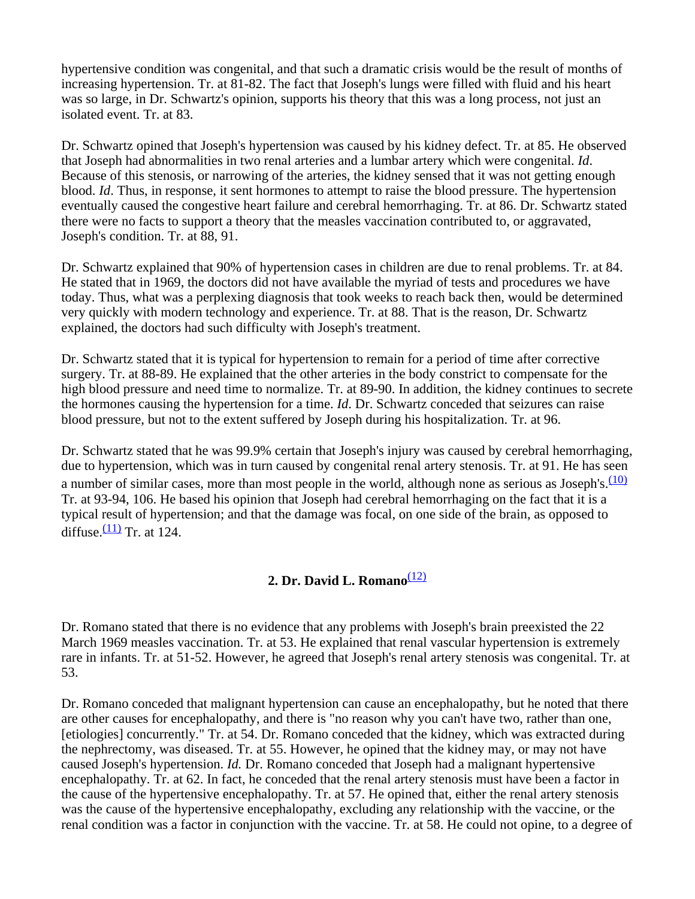hypertensive condition was congenital, and that such a dramatic crisis would be the result of months of increasing hypertension. Tr. at 81-82. The fact that Joseph's lungs were filled with fluid and his heart was so large, in Dr. Schwartz's opinion, supports his theory that this was a long process, not just an isolated event. Tr. at 83.

Dr. Schwartz opined that Joseph's hypertension was caused by his kidney defect. Tr. at 85. He observed that Joseph had abnormalities in two renal arteries and a lumbar artery which were congenital. *Id*. Because of this stenosis, or narrowing of the arteries, the kidney sensed that it was not getting enough blood. *Id*. Thus, in response, it sent hormones to attempt to raise the blood pressure. The hypertension eventually caused the congestive heart failure and cerebral hemorrhaging. Tr. at 86. Dr. Schwartz stated there were no facts to support a theory that the measles vaccination contributed to, or aggravated, Joseph's condition. Tr. at 88, 91.

Dr. Schwartz explained that 90% of hypertension cases in children are due to renal problems. Tr. at 84. He stated that in 1969, the doctors did not have available the myriad of tests and procedures we have today. Thus, what was a perplexing diagnosis that took weeks to reach back then, would be determined very quickly with modern technology and experience. Tr. at 88. That is the reason, Dr. Schwartz explained, the doctors had such difficulty with Joseph's treatment.

Dr. Schwartz stated that it is typical for hypertension to remain for a period of time after corrective surgery. Tr. at 88-89. He explained that the other arteries in the body constrict to compensate for the high blood pressure and need time to normalize. Tr. at 89-90. In addition, the kidney continues to secrete the hormones causing the hypertension for a time. *Id*. Dr. Schwartz conceded that seizures can raise blood pressure, but not to the extent suffered by Joseph during his hospitalization. Tr. at 96.

Dr. Schwartz stated that he was 99.9% certain that Joseph's injury was caused by cerebral hemorrhaging, due to hypertension, which was in turn caused by congenital renal artery stenosis. Tr. at 91. He has seen a number of similar cases, more than most people in the world, although none as serious as Joseph's.[(10)] Tr. at 93-94, 106. He based his opinion that Joseph had cerebral hemorrhaging on the fact that it is a typical result of hypertension; and that the damage was focal, on one side of the brain, as opposed to diffuse.[(11)] Tr. at 124.

### 2. Dr. David L. Romano[(12)]

Dr. Romano stated that there is no evidence that any problems with Joseph's brain preexisted the 22 March 1969 measles vaccination. Tr. at 53. He explained that renal vascular hypertension is extremely rare in infants. Tr. at 51-52. However, he agreed that Joseph's renal artery stenosis was congenital. Tr. at 53.

Dr. Romano conceded that malignant hypertension can cause an encephalopathy, but he noted that there are other causes for encephalopathy, and there is "no reason why you can't have two, rather than one, [etiologies] concurrently." Tr. at 54. Dr. Romano conceded that the kidney, which was extracted during the nephrectomy, was diseased. Tr. at 55. However, he opined that the kidney may, or may not have caused Joseph's hypertension. *Id.* Dr. Romano conceded that Joseph had a malignant hypertensive encephalopathy. Tr. at 62. In fact, he conceded that the renal artery stenosis must have been a factor in the cause of the hypertensive encephalopathy. Tr. at 57. He opined that, either the renal artery stenosis was the cause of the hypertensive encephalopathy, excluding any relationship with the vaccine, or the renal condition was a factor in conjunction with the vaccine. Tr. at 58. He could not opine, to a degree of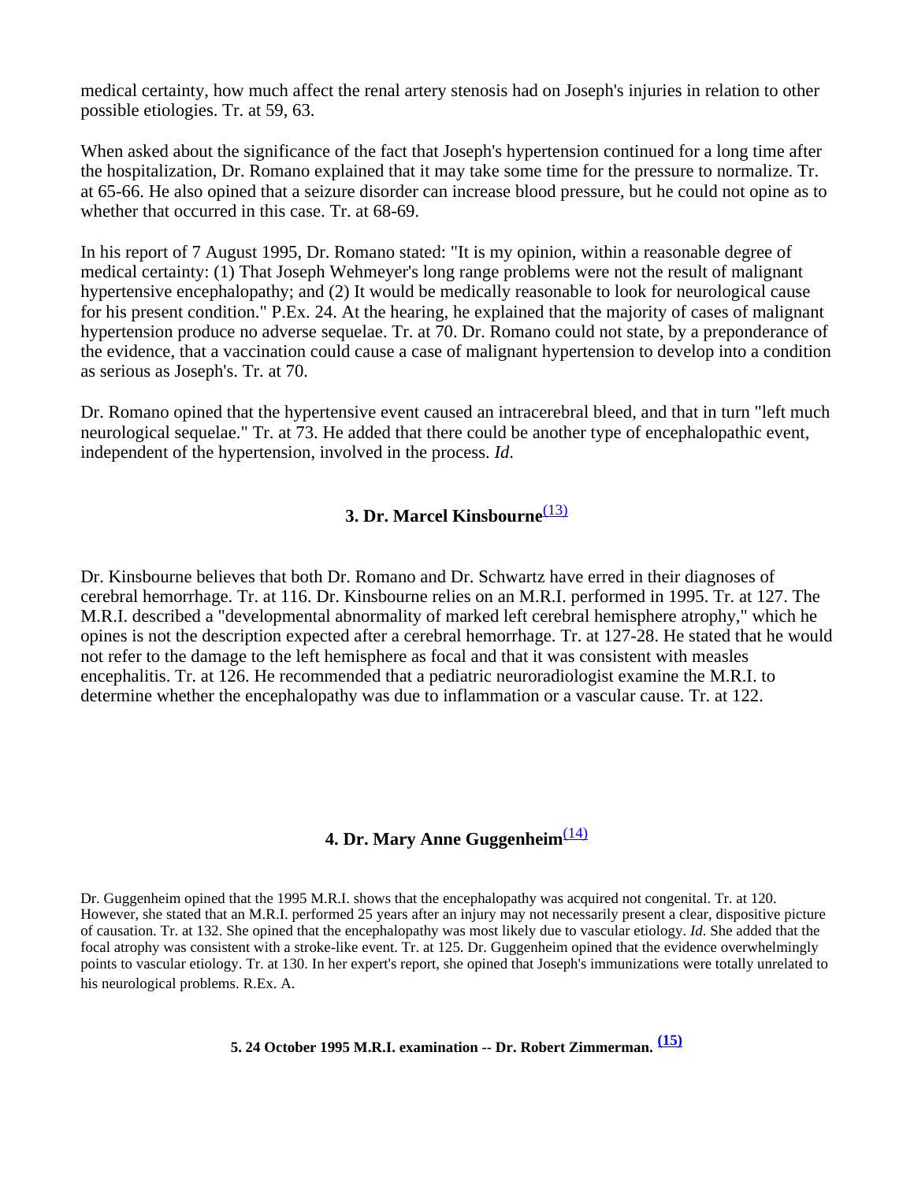medical certainty, how much affect the renal artery stenosis had on Joseph's injuries in relation to other possible etiologies. Tr. at 59, 63.

When asked about the significance of the fact that Joseph's hypertension continued for a long time after the hospitalization, Dr. Romano explained that it may take some time for the pressure to normalize. Tr. at 65-66. He also opined that a seizure disorder can increase blood pressure, but he could not opine as to whether that occurred in this case. Tr. at 68-69.

In his report of 7 August 1995, Dr. Romano stated: "It is my opinion, within a reasonable degree of medical certainty: (1) That Joseph Wehmeyer's long range problems were not the result of malignant hypertensive encephalopathy; and (2) It would be medically reasonable to look for neurological cause for his present condition." P.Ex. 24. At the hearing, he explained that the majority of cases of malignant hypertension produce no adverse sequelae. Tr. at 70. Dr. Romano could not state, by a preponderance of the evidence, that a vaccination could cause a case of malignant hypertension to develop into a condition as serious as Joseph's. Tr. at 70.

Dr. Romano opined that the hypertensive event caused an intracerebral bleed, and that in turn "left much neurological sequelae." Tr. at 73. He added that there could be another type of encephalopathic event, independent of the hypertension, involved in the process. *Id*.

### 3. Dr. Marcel Kinsbourne[(13)]

Dr. Kinsbourne believes that both Dr. Romano and Dr. Schwartz have erred in their diagnoses of cerebral hemorrhage. Tr. at 116. Dr. Kinsbourne relies on an M.R.I. performed in 1995. Tr. at 127. The M.R.I. described a "developmental abnormality of marked left cerebral hemisphere atrophy," which he opines is not the description expected after a cerebral hemorrhage. Tr. at 127-28. He stated that he would not refer to the damage to the left hemisphere as focal and that it was consistent with measles encephalitis. Tr. at 126. He recommended that a pediatric neuroradiologist examine the M.R.I. to determine whether the encephalopathy was due to inflammation or a vascular cause. Tr. at 122.

### 4. Dr. Mary Anne Guggenheim[(14)]

Dr. Guggenheim opined that the 1995 M.R.I. shows that the encephalopathy was acquired not congenital. Tr. at 120. However, she stated that an M.R.I. performed 25 years after an injury may not necessarily present a clear, dispositive picture of causation. Tr. at 132. She opined that the encephalopathy was most likely due to vascular etiology. *Id*. She added that the focal atrophy was consistent with a stroke-like event. Tr. at 125. Dr. Guggenheim opined that the evidence overwhelmingly points to vascular etiology. Tr. at 130. In her expert's report, she opined that Joseph's immunizations were totally unrelated to his neurological problems. R.Ex. A.

### 5. 24 October 1995 M.R.I. examination -- Dr. Robert Zimmerman. [(15)]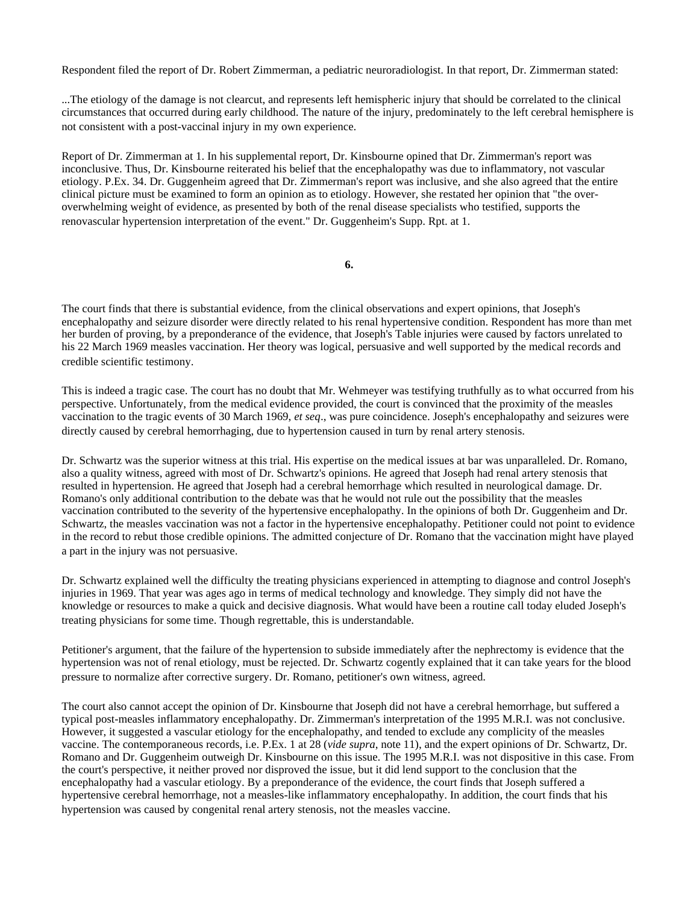Respondent filed the report of Dr. Robert Zimmerman, a pediatric neuroradiologist. In that report, Dr. Zimmerman stated:

...The etiology of the damage is not clearcut, and represents left hemispheric injury that should be correlated to the clinical circumstances that occurred during early childhood. The nature of the injury, predominately to the left cerebral hemisphere is not consistent with a post-vaccinal injury in my own experience.

Report of Dr. Zimmerman at 1. In his supplemental report, Dr. Kinsbourne opined that Dr. Zimmerman's report was inconclusive. Thus, Dr. Kinsbourne reiterated his belief that the encephalopathy was due to inflammatory, not vascular etiology. P.Ex. 34. Dr. Guggenheim agreed that Dr. Zimmerman's report was inclusive, and she also agreed that the entire clinical picture must be examined to form an opinion as to etiology. However, she restated her opinion that "the over-overwhelming weight of evidence, as presented by both of the renal disease specialists who testified, supports the renovascular hypertension interpretation of the event." Dr. Guggenheim's Supp. Rpt. at 1.

**6.**

The court finds that there is substantial evidence, from the clinical observations and expert opinions, that Joseph's encephalopathy and seizure disorder were directly related to his renal hypertensive condition. Respondent has more than met her burden of proving, by a preponderance of the evidence, that Joseph's Table injuries were caused by factors unrelated to his 22 March 1969 measles vaccination. Her theory was logical, persuasive and well supported by the medical records and credible scientific testimony.

This is indeed a tragic case. The court has no doubt that Mr. Wehmeyer was testifying truthfully as to what occurred from his perspective. Unfortunately, from the medical evidence provided, the court is convinced that the proximity of the measles vaccination to the tragic events of 30 March 1969, *et seq*., was pure coincidence. Joseph's encephalopathy and seizures were directly caused by cerebral hemorrhaging, due to hypertension caused in turn by renal artery stenosis.

Dr. Schwartz was the superior witness at this trial. His expertise on the medical issues at bar was unparalleled. Dr. Romano, also a quality witness, agreed with most of Dr. Schwartz's opinions. He agreed that Joseph had renal artery stenosis that resulted in hypertension. He agreed that Joseph had a cerebral hemorrhage which resulted in neurological damage. Dr. Romano's only additional contribution to the debate was that he would not rule out the possibility that the measles vaccination contributed to the severity of the hypertensive encephalopathy. In the opinions of both Dr. Guggenheim and Dr. Schwartz, the measles vaccination was not a factor in the hypertensive encephalopathy. Petitioner could not point to evidence in the record to rebut those credible opinions. The admitted conjecture of Dr. Romano that the vaccination might have played a part in the injury was not persuasive.

Dr. Schwartz explained well the difficulty the treating physicians experienced in attempting to diagnose and control Joseph's injuries in 1969. That year was ages ago in terms of medical technology and knowledge. They simply did not have the knowledge or resources to make a quick and decisive diagnosis. What would have been a routine call today eluded Joseph's treating physicians for some time. Though regrettable, this is understandable.

Petitioner's argument, that the failure of the hypertension to subside immediately after the nephrectomy is evidence that the hypertension was not of renal etiology, must be rejected. Dr. Schwartz cogently explained that it can take years for the blood pressure to normalize after corrective surgery. Dr. Romano, petitioner's own witness, agreed.

The court also cannot accept the opinion of Dr. Kinsbourne that Joseph did not have a cerebral hemorrhage, but suffered a typical post-measles inflammatory encephalopathy. Dr. Zimmerman's interpretation of the 1995 M.R.I. was not conclusive. However, it suggested a vascular etiology for the encephalopathy, and tended to exclude any complicity of the measles vaccine. The contemporaneous records, i.e. P.Ex. 1 at 28 (*vide supra*, note 11), and the expert opinions of Dr. Schwartz, Dr. Romano and Dr. Guggenheim outweigh Dr. Kinsbourne on this issue. The 1995 M.R.I. was not dispositive in this case. From the court's perspective, it neither proved nor disproved the issue, but it did lend support to the conclusion that the encephalopathy had a vascular etiology. By a preponderance of the evidence, the court finds that Joseph suffered a hypertensive cerebral hemorrhage, not a measles-like inflammatory encephalopathy. In addition, the court finds that his hypertension was caused by congenital renal artery stenosis, not the measles vaccine.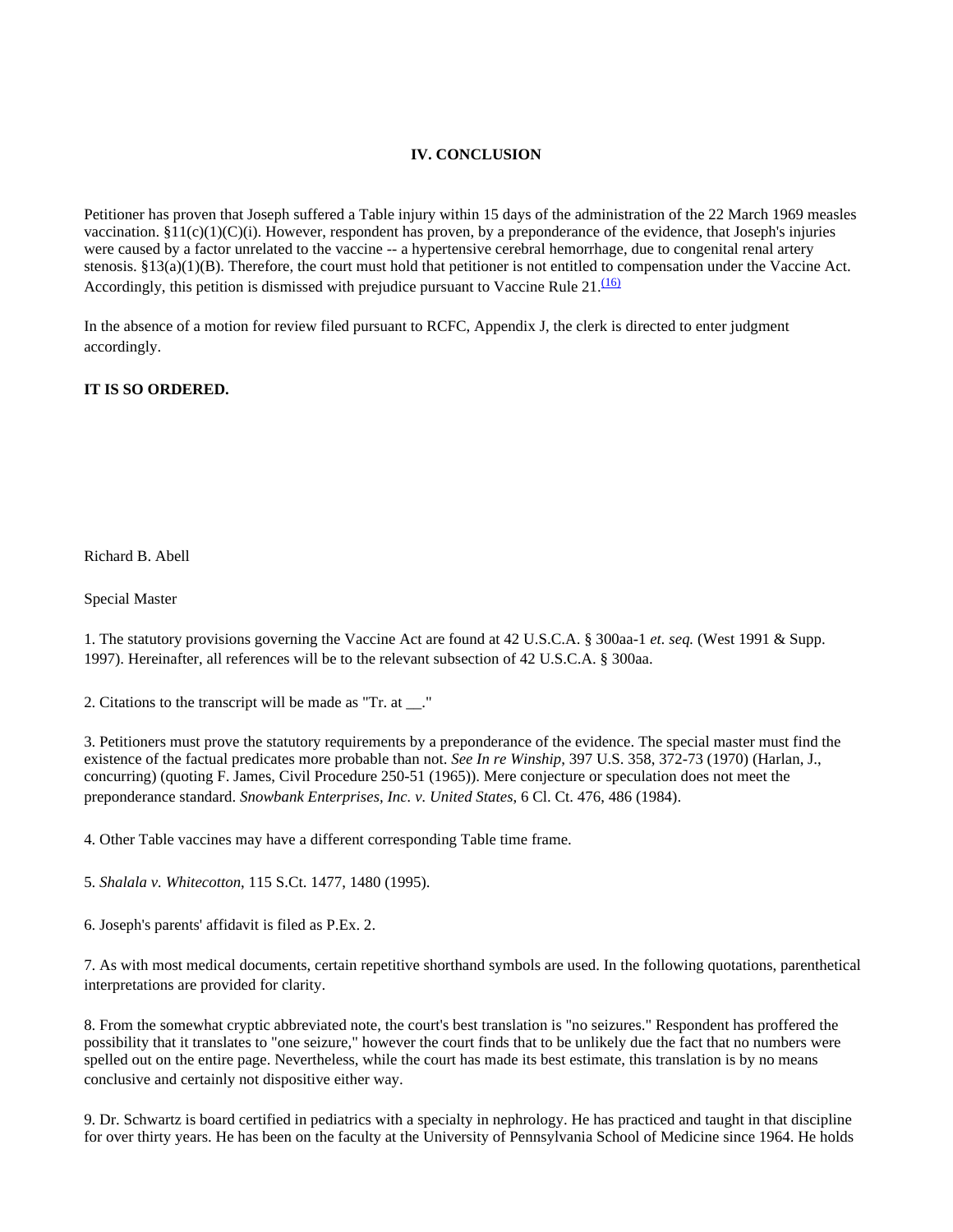### IV. CONCLUSION

Petitioner has proven that Joseph suffered a Table injury within 15 days of the administration of the 22 March 1969 measles vaccination. §11(c)(1)(C)(i). However, respondent has proven, by a preponderance of the evidence, that Joseph's injuries were caused by a factor unrelated to the vaccine -- a hypertensive cerebral hemorrhage, due to congenital renal artery stenosis. §13(a)(1)(B). Therefore, the court must hold that petitioner is not entitled to compensation under the Vaccine Act. Accordingly, this petition is dismissed with prejudice pursuant to Vaccine Rule 21.[(16)]

In the absence of a motion for review filed pursuant to RCFC, Appendix J, the clerk is directed to enter judgment accordingly.

**IT IS SO ORDERED.**

Richard B. Abell

Special Master

1. The statutory provisions governing the Vaccine Act are found at 42 U.S.C.A. § 300aa-1 *et. seq.* (West 1991 & Supp. 1997). Hereinafter, all references will be to the relevant subsection of 42 U.S.C.A. § 300aa.

2. Citations to the transcript will be made as "Tr. at __."

3. Petitioners must prove the statutory requirements by a preponderance of the evidence. The special master must find the existence of the factual predicates more probable than not. *See In re Winship*, 397 U.S. 358, 372-73 (1970) (Harlan, J., concurring) (quoting F. James, Civil Procedure 250-51 (1965)). Mere conjecture or speculation does not meet the preponderance standard. *Snowbank Enterprises, Inc. v. United States*, 6 Cl. Ct. 476, 486 (1984).

4. Other Table vaccines may have a different corresponding Table time frame.

5. *Shalala v. Whitecotton*, 115 S.Ct. 1477, 1480 (1995).

6. Joseph's parents' affidavit is filed as P.Ex. 2.

7. As with most medical documents, certain repetitive shorthand symbols are used. In the following quotations, parenthetical interpretations are provided for clarity.

8. From the somewhat cryptic abbreviated note, the court's best translation is "no seizures." Respondent has proffered the possibility that it translates to "one seizure," however the court finds that to be unlikely due the fact that no numbers were spelled out on the entire page. Nevertheless, while the court has made its best estimate, this translation is by no means conclusive and certainly not dispositive either way.

9. Dr. Schwartz is board certified in pediatrics with a specialty in nephrology. He has practiced and taught in that discipline for over thirty years. He has been on the faculty at the University of Pennsylvania School of Medicine since 1964. He holds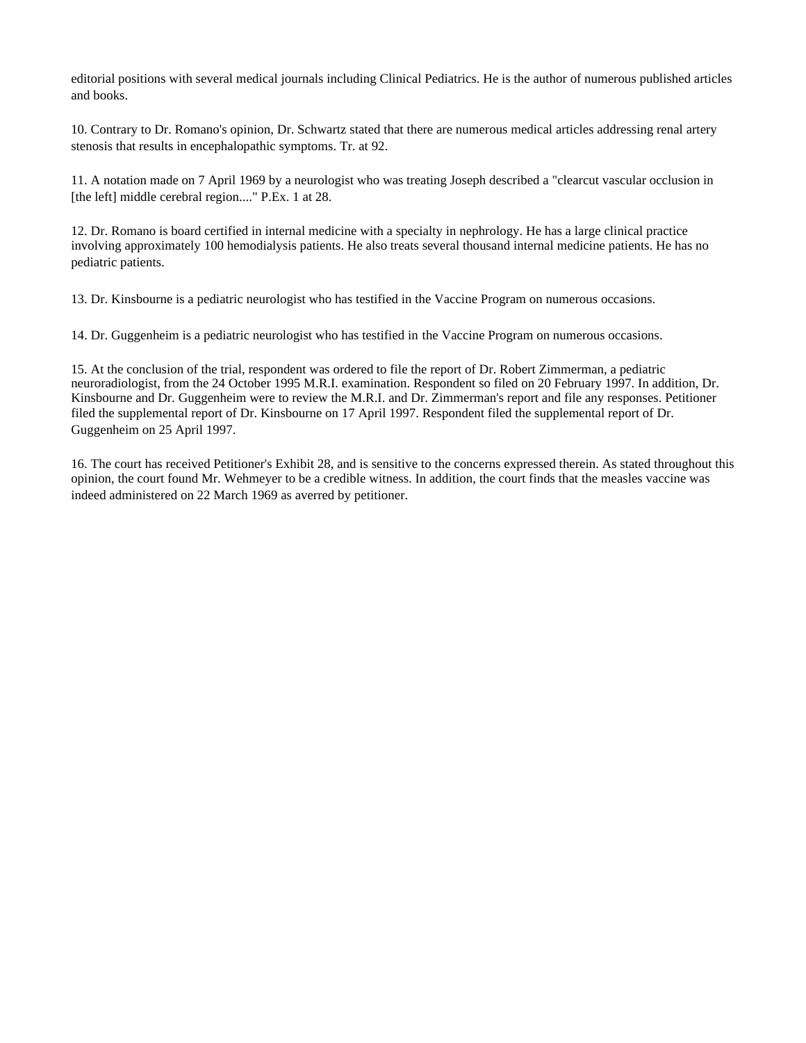editorial positions with several medical journals including Clinical Pediatrics. He is the author of numerous published articles and books.

10. Contrary to Dr. Romano's opinion, Dr. Schwartz stated that there are numerous medical articles addressing renal artery stenosis that results in encephalopathic symptoms. Tr. at 92.

11. A notation made on 7 April 1969 by a neurologist who was treating Joseph described a "clearcut vascular occlusion in [the left] middle cerebral region...." P.Ex. 1 at 28.

12. Dr. Romano is board certified in internal medicine with a specialty in nephrology. He has a large clinical practice involving approximately 100 hemodialysis patients. He also treats several thousand internal medicine patients. He has no pediatric patients.

13. Dr. Kinsbourne is a pediatric neurologist who has testified in the Vaccine Program on numerous occasions.

14. Dr. Guggenheim is a pediatric neurologist who has testified in the Vaccine Program on numerous occasions.

15. At the conclusion of the trial, respondent was ordered to file the report of Dr. Robert Zimmerman, a pediatric neuroradiologist, from the 24 October 1995 M.R.I. examination. Respondent so filed on 20 February 1997. In addition, Dr. Kinsbourne and Dr. Guggenheim were to review the M.R.I. and Dr. Zimmerman's report and file any responses. Petitioner filed the supplemental report of Dr. Kinsbourne on 17 April 1997. Respondent filed the supplemental report of Dr. Guggenheim on 25 April 1997.

16. The court has received Petitioner's Exhibit 28, and is sensitive to the concerns expressed therein. As stated throughout this opinion, the court found Mr. Wehmeyer to be a credible witness. In addition, the court finds that the measles vaccine was indeed administered on 22 March 1969 as averred by petitioner.